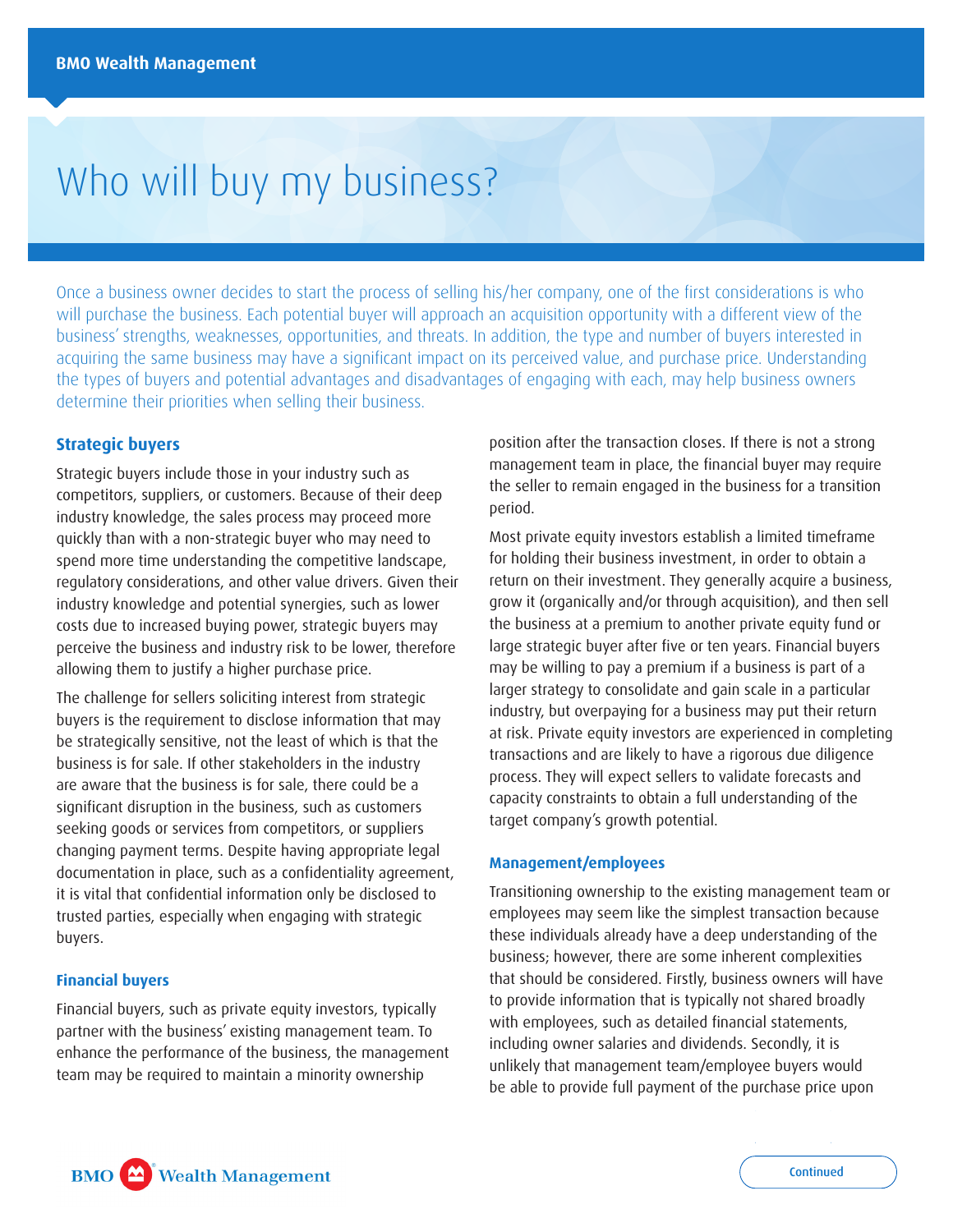# Who will buy my business?

Once a business owner decides to start the process of selling his/her company, one of the first considerations is who will purchase the business. Each potential buyer will approach an acquisition opportunity with a different view of the business' strengths, weaknesses, opportunities, and threats. In addition, the type and number of buyers interested in acquiring the same business may have a significant impact on its perceived value, and purchase price. Understanding the types of buyers and potential advantages and disadvantages of engaging with each, may help business owners determine their priorities when selling their business.

## Strategic buyers

Strategic buyers include those in your industry such as competitors, suppliers, or customers. Because of their deep industry knowledge, the sales process may proceed more quickly than with a non-strategic buyer who may need to spend more time understanding the competitive landscape, regulatory considerations, and other value drivers. Given their industry knowledge and potential synergies, such as lower costs due to increased buying power, strategic buyers may perceive the business and industry risk to be lower, therefore allowing them to justify a higher purchase price.

The challenge for sellers soliciting interest from strategic buyers is the requirement to disclose information that may be strategically sensitive, not the least of which is that the business is for sale. If other stakeholders in the industry are aware that the business is for sale, there could be a significant disruption in the business, such as customers seeking goods or services from competitors, or suppliers changing payment terms. Despite having appropriate legal documentation in place, such as a confidentiality agreement, it is vital that confidential information only be disclosed to trusted parties, especially when engaging with strategic buyers.

## Financial buyers

Financial buyers, such as private equity investors, typically partner with the business' existing management team. To enhance the performance of the business, the management team may be required to maintain a minority ownership position after the transaction closes. If there is not a strong management team in place, the financial buyer may require the seller to remain engaged in the business for a transition period.

Most private equity investors establish a limited timeframe for holding their business investment, in order to obtain a return on their investment. They generally acquire a business, grow it (organically and/or through acquisition), and then sell the business at a premium to another private equity fund or large strategic buyer after five or ten years. Financial buyers may be willing to pay a premium if a business is part of a larger strategy to consolidate and gain scale in a particular industry, but overpaying for a business may put their return at risk. Private equity investors are experienced in completing transactions and are likely to have a rigorous due diligence process. They will expect sellers to validate forecasts and capacity constraints to obtain a full understanding of the target company's growth potential.

## Management/employees

Transitioning ownership to the existing management team or employees may seem like the simplest transaction because these individuals already have a deep understanding of the business; however, there are some inherent complexities that should be considered. Firstly, business owners will have to provide information that is typically not shared broadly with employees, such as detailed financial statements, including owner salaries and dividends. Secondly, it is unlikely that management team/employee buyers would be able to provide full payment of the purchase price upon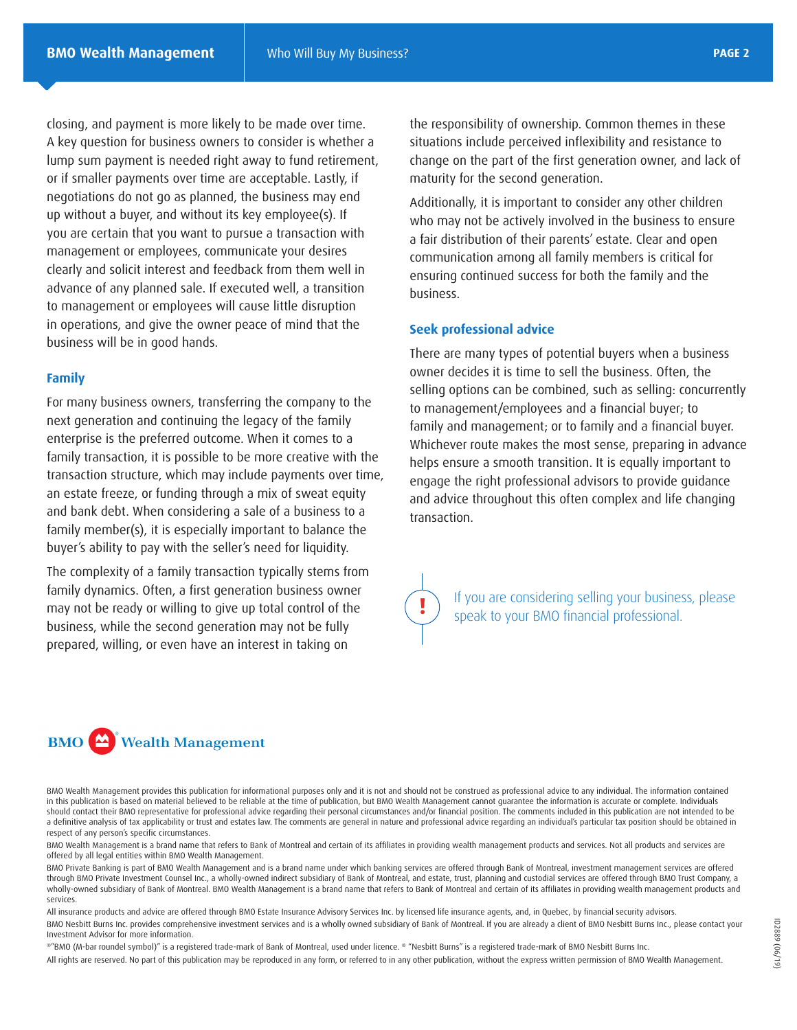closing, and payment is more likely to be made over time. A key question for business owners to consider is whether a lump sum payment is needed right away to fund retirement, or if smaller payments over time are acceptable. Lastly, if negotiations do not go as planned, the business may end up without a buyer, and without its key employee(s). If you are certain that you want to pursue a transaction with management or employees, communicate your desires clearly and solicit interest and feedback from them well in advance of any planned sale. If executed well, a transition to management or employees will cause little disruption in operations, and give the owner peace of mind that the business will be in good hands.

### Family

For many business owners, transferring the company to the next generation and continuing the legacy of the family enterprise is the preferred outcome. When it comes to a family transaction, it is possible to be more creative with the transaction structure, which may include payments over time, an estate freeze, or funding through a mix of sweat equity and bank debt. When considering a sale of a business to a family member(s), it is especially important to balance the buyer's ability to pay with the seller's need for liquidity.

The complexity of a family transaction typically stems from family dynamics. Often, a first generation business owner may not be ready or willing to give up total control of the business, while the second generation may not be fully prepared, willing, or even have an interest in taking on the responsibility of ownership. Common themes in these situations include perceived inflexibility and resistance to change on the part of the first generation owner, and lack of maturity for the second generation.

Additionally, it is important to consider any other children who may not be actively involved in the business to ensure a fair distribution of their parents' estate. Clear and open communication among all family members is critical for ensuring continued success for both the family and the business.

### Seek professional advice

There are many types of potential buyers when a business owner decides it is time to sell the business. Often, the selling options can be combined, such as selling: concurrently to management/employees and a financial buyer; to family and management; or to family and a financial buyer. Whichever route makes the most sense, preparing in advance helps ensure a smooth transition. It is equally important to engage the right professional advisors to provide guidance and advice throughout this often complex and life changing transaction.

If you are considering selling your business, please speak to your BMO financial professional.

BMO Wealth Management

BMO Wealth Management provides this publication for informational purposes only and it is not and should not be construed as professional advice to any individual. The information contained in this publication is based on material believed to be reliable at the time of publication, but BMO Wealth Management cannot guarantee the information is accurate or complete. Individuals should contact their BMO representative for professional advice regarding their personal circumstances and/or financial position. The comments included in this publication are not intended to be a definitive analysis of tax applicability or trust and estates law. The comments are general in nature and professional advice regarding an individual's particular tax position should be obtained in respect of any person's specific circumstances.

BMO Wealth Management is a brand name that refers to Bank of Montreal and certain of its affiliates in providing wealth management products and services. Not all products and services are offered by all legal entities within BMO Wealth Management.

BMO Private Banking is part of BMO Wealth Management and is a brand name under which banking services are offered through Bank of Montreal, investment management services are offered through BMO Private Investment Counsel Inc., a wholly-owned indirect subsidiary of Bank of Montreal, and estate, trust, planning and custodial services are offered through BMO Trust Company, a wholly-owned subsidiary of Bank of Montreal. BMO Wealth Management is a brand name that refers to Bank of Montreal and certain of its affiliates in providing wealth management products and services.

All insurance products and advice are offered through BMO Estate Insurance Advisory Services Inc. by licensed life insurance agents, and, in Quebec, by financial security advisors.

BMO Nesbitt Burns Inc. provides comprehensive investment services and is a wholly owned subsidiary of Bank of Montreal. If you are already a client of BMO Nesbitt Burns Inc., please contact your Investment Advisor for more information.

®"BMO (M-bar roundel symbol)" is a registered trade-mark of Bank of Montreal, used under licence. ® "Nesbitt Burns" is a registered trade-mark of BMO Nesbitt Burns Inc.

All rights are reserved. No part of this publication may be reproduced in any form, or referred to in any other publication, without the express written permission of BMO Wealth Management.

ID2889 (06/19)